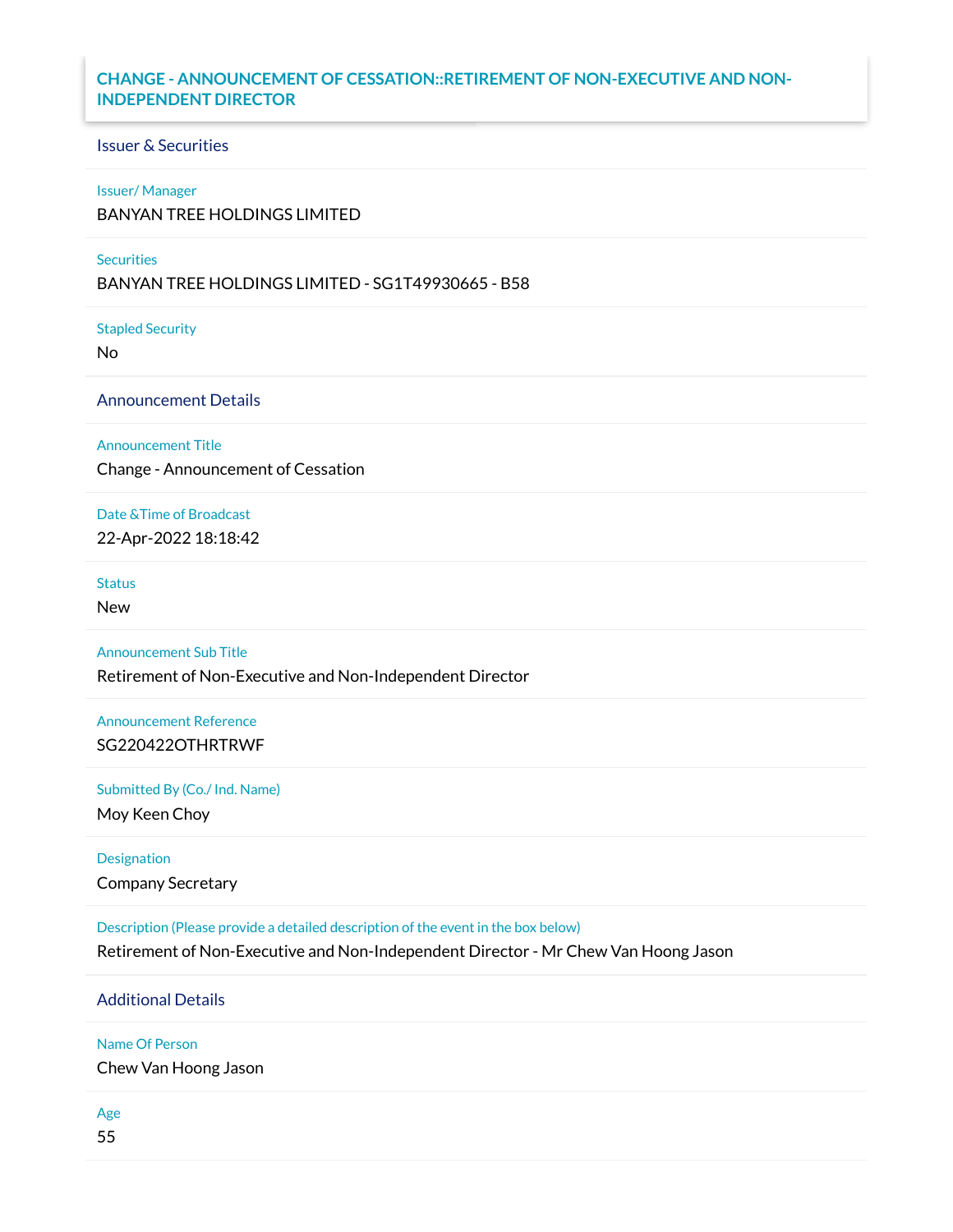# CHANGE - ANNOUNCEMENT OF CESSATION::RETIREMENT OF NON-EXECUTIVE AND NON-INDEPENDENT DIRECTOR

## Issuer & Securities

**Issuer/ Manager**

BANYAN TREE HOLDINGS LIMITED

**Securities**

BANYAN TREE HOLDINGS LIMITED - SG1T49930665 - B58

**Stapled Security**

No

## Announcement Details

**Announcement Title**

Change - Announcement of Cessation

**Date &Time of Broadcast**

22-Apr-2022 18:18:42

**Status**

New

**Announcement Sub Title**

Retirement of Non-Executive and Non-Independent Director

**Announcement Reference**

SG220422OTHRTRWF

**Submitted By (Co./ Ind. Name)**

Moy Keen Choy

**Designation**

Company Secretary

**Description (Please provide a detailed description of the event in the box below)**

Retirement of Non-Executive and Non-Independent Director - Mr Chew Van Hoong Jason

## Additional Details

**Name Of Person**

Chew Van Hoong Jason

**Age**

55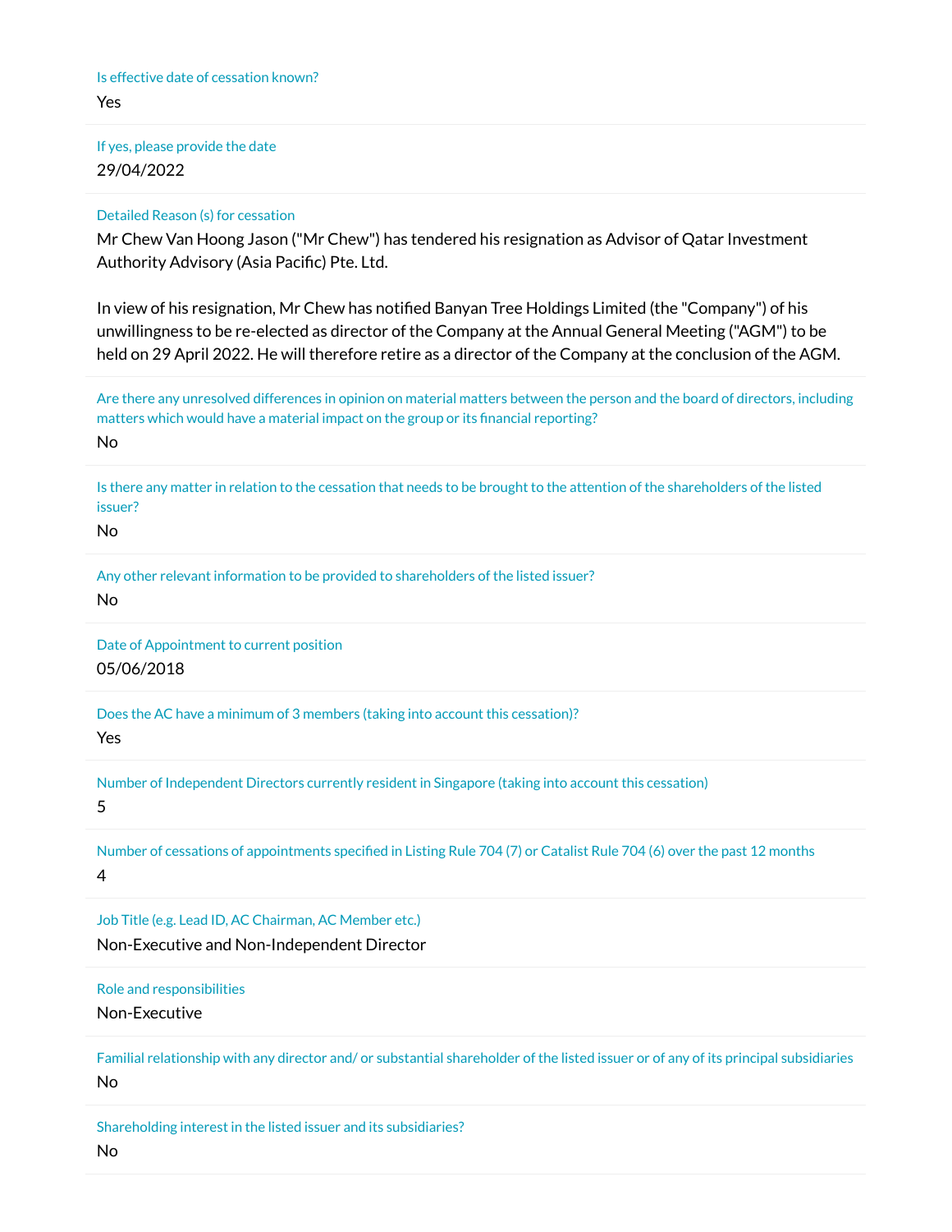Is effective date of cessation known?

Yes

If yes, please provide the date

29/04/2022

Detailed Reason (s) for cessation

Mr Chew Van Hoong Jason ("Mr Chew") has tendered his resignation as Advisor of Qatar Investment Authority Advisory (Asia Pacific) Pte. Ltd.

In view of his resignation, Mr Chew has notified Banyan Tree Holdings Limited (the "Company") of his unwillingness to be re-elected as director of the Company at the Annual General Meeting ("AGM") to be held on 29 April 2022. He will therefore retire as a director of the Company at the conclusion of the AGM.

Are there any unresolved differences in opinion on material matters between the person and the board of directors, including matters which would have a material impact on the group or its financial reporting?

No

Is there any matter in relation to the cessation that needs to be brought to the attention of the shareholders of the listed issuer?

No

Any other relevant information to be provided to shareholders of the listed issuer?

No

Date of Appointment to current position

05/06/2018

Does the AC have a minimum of 3 members (taking into account this cessation)?

Yes

Number of Independent Directors currently resident in Singapore (taking into account this cessation)

5

Number of cessations of appointments specified in Listing Rule 704 (7) or Catalist Rule 704 (6) over the past 12 months

4

Job Title (e.g. Lead ID, AC Chairman, AC Member etc.)

Non-Executive and Non-Independent Director

Role and responsibilities

Non-Executive

Familial relationship with any director and/ or substantial shareholder of the listed issuer or of any of its principal subsidiaries

No

Shareholding interest in the listed issuer and its subsidiaries?

No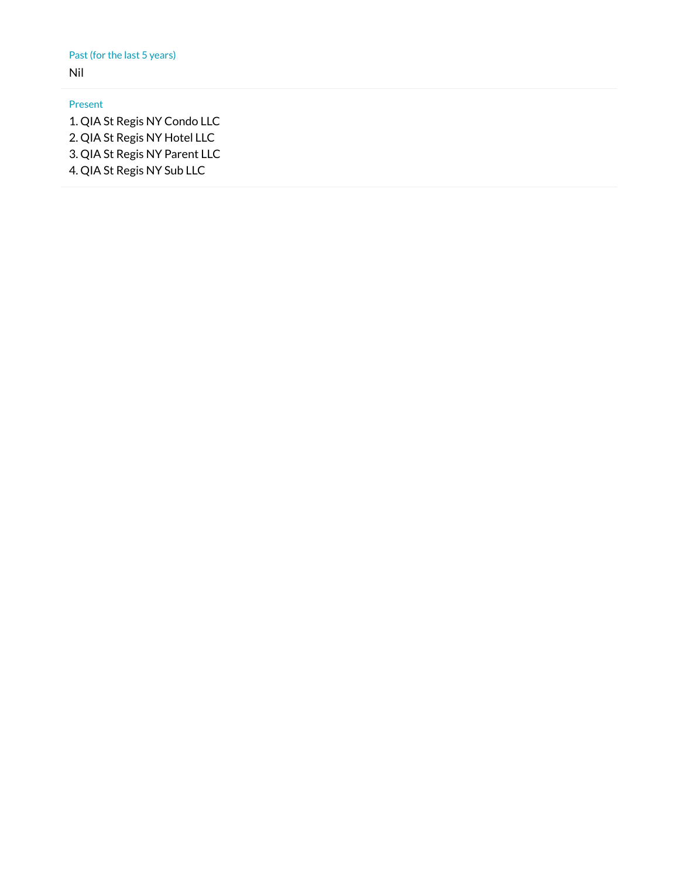Past (for the last 5 years)

Nil

Present

1. QIA St Regis NY Condo LLC
2. QIA St Regis NY Hotel LLC
3. QIA St Regis NY Parent LLC
4. QIA St Regis NY Sub LLC